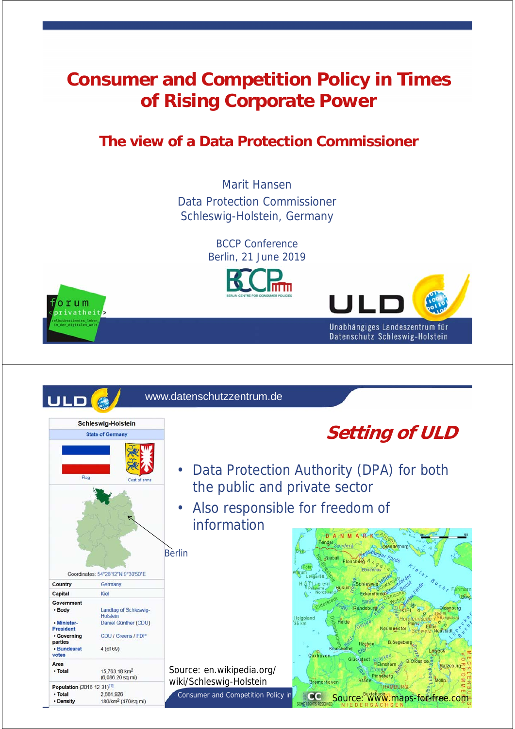# Consumer and Competition Policy in Times of Rising Corporate Power

## The view of a Data Protection Commissioner

Marit Hansen
Data Protection Commissioner
Schleswig-Holstein, Germany

BCCP Conference
Berlin, 21 June 2019

Unabhängiges Landeszentrum für Datenschutz Schleswig-Holstein

---

www.datenschutzzentrum.de

## Setting of ULD

- Data Protection Authority (DPA) for both the public and private sector
- Also responsible for freedom of information

| Schleswig-Holstein | |
|---|---|
| State of Germany | |
| Country | Germany |
| Capital | Kiel |
| Government | |
| • Body | Landtag of Schleswig-Holstein |
| • Minister-President | Daniel Günther (CDU) |
| • Governing parties | CDU / Greens / FDP |
| • Bundesrat votes | 4 (of 69) |
| Area | |
| • Total | 15,763.18 km² (6,086.20 sq mi) |
| Population (2016-12-31)[1] | |
| • Total | 2,881,926 |
| • Density | 180/km² (470/sq mi) |

Coordinates: 54°28'12"N 9°30'50"E

Berlin

Source: en.wikipedia.org/wiki/Schleswig-Holstein

Source: www.maps-for-free.com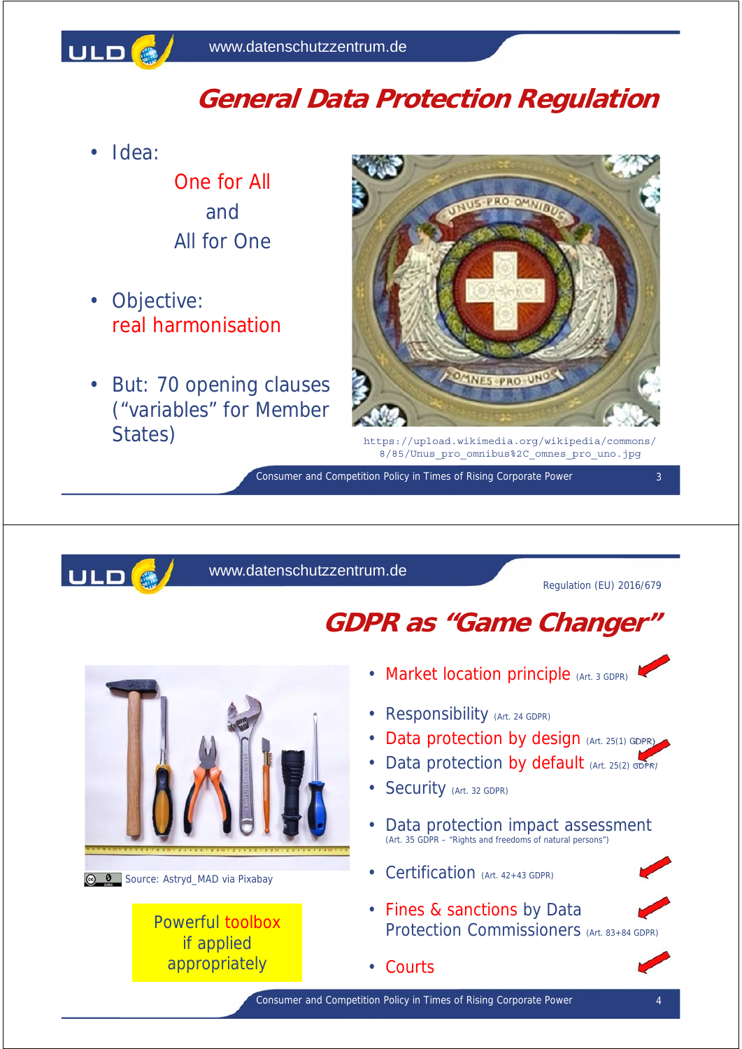# General Data Protection Regulation

- Idea:

  One for All
  and
  All for One

- Objective:
  real harmonisation

- But: 70 opening clauses ("variables" for Member States)

https://upload.wikimedia.org/wikipedia/commons/8/85/Unus_pro_omnibus%2C_omnes_pro_uno.jpg

---

Regulation (EU) 2016/679

# GDPR as "Game Changer"

Source: Astryd_MAD via Pixabay

Powerful toolbox
if applied
appropriately

- Market location principle (Art. 3 GDPR)
- Responsibility (Art. 24 GDPR)
- Data protection by design (Art. 25(1) GDPR)
- Data protection by default (Art. 25(2) GDPR)
- Security (Art. 32 GDPR)
- Data protection impact assessment (Art. 35 GDPR – "Rights and freedoms of natural persons")
- Certification (Art. 42+43 GDPR)
- Fines & sanctions by Data Protection Commissioners (Art. 83+84 GDPR)
- Courts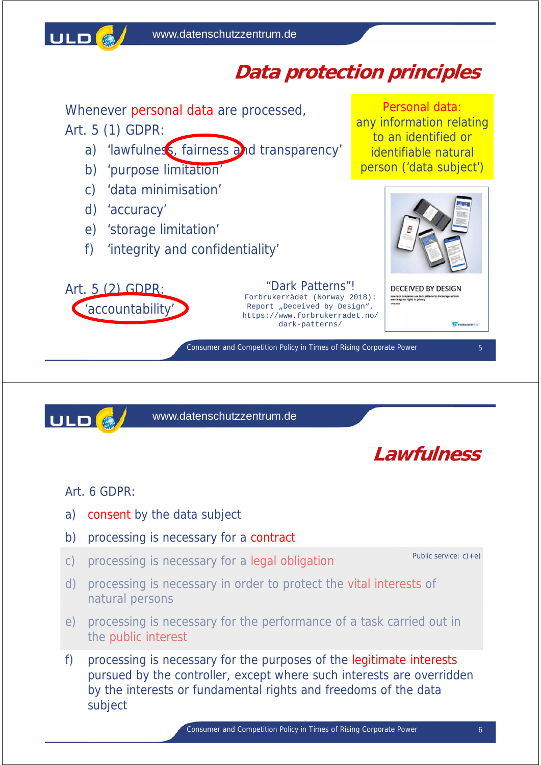## Data protection principles

Whenever personal data are processed, Art. 5 (1) GDPR:

a) 'lawfulness, fairness and transparency'
b) 'purpose limitation'
c) 'data minimisation'
d) 'accuracy'
e) 'storage limitation'
f) 'integrity and confidentiality'

Personal data: any information relating to an identified or identifiable natural person ('data subject')

Art. 5 (2) GDPR: 'accountability'

"Dark Patterns"!
Forbrukerrådet (Norway 2018): Report „Deceived by Design", https://www.forbrukerradet.no/dark-patterns/

DECEIVED BY DESIGN

## Lawfulness

Art. 6 GDPR:

a) consent by the data subject
b) processing is necessary for a contract
c) processing is necessary for a legal obligation
d) processing is necessary in order to protect the vital interests of natural persons
e) processing is necessary for the performance of a task carried out in the public interest
f) processing is necessary for the purposes of the legitimate interests pursued by the controller, except where such interests are overridden by the interests or fundamental rights and freedoms of the data subject

Public service: c)+e)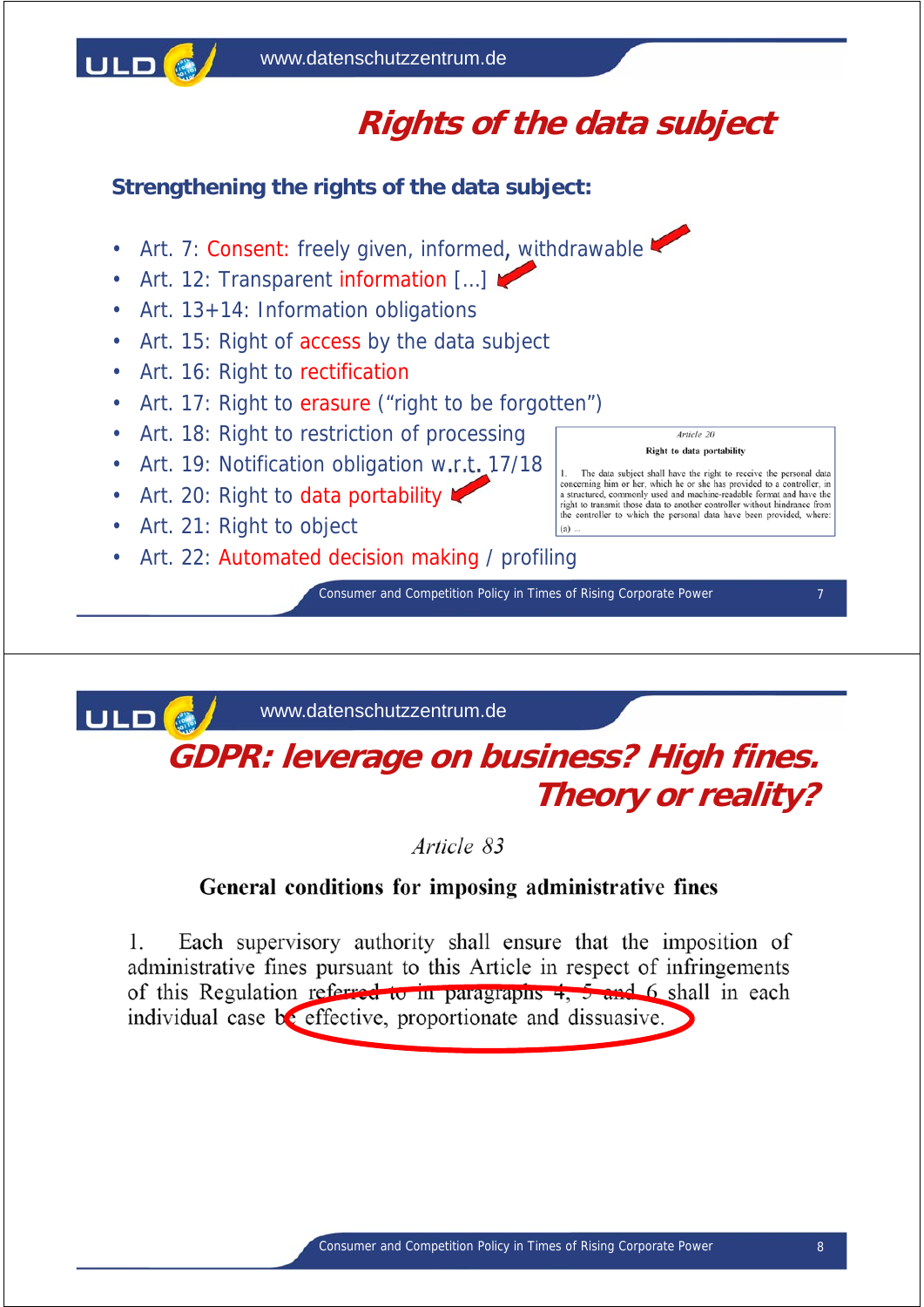## Rights of the data subject

**Strengthening the rights of the data subject:**

- Art. 7: Consent: freely given, informed, withdrawable
- Art. 12: Transparent information [...]
- Art. 13+14: Information obligations
- Art. 15: Right of access by the data subject
- Art. 16: Right to rectification
- Art. 17: Right to erasure ("right to be forgotten")
- Art. 18: Right to restriction of processing
- Art. 19: Notification obligation w.r.t. 17/18
- Art. 20: Right to data portability
- Art. 21: Right to object
- Art. 22: Automated decision making / profiling

*Article 20*

**Right to data portability**

1. The data subject shall have the right to receive the personal data concerning him or her, which he or she has provided to a controller, in a structured, commonly used and machine-readable format and have the right to transmit those data to another controller without hindrance from the controller to which the personal data have been provided, where:

(a) ...

---

## GDPR: leverage on business? High fines. Theory or reality?

*Article 83*

**General conditions for imposing administrative fines**

1. Each supervisory authority shall ensure that the imposition of administrative fines pursuant to this Article in respect of infringements of this Regulation referred to in paragraphs 4, 5 and 6 shall in each individual case be effective, proportionate and dissuasive.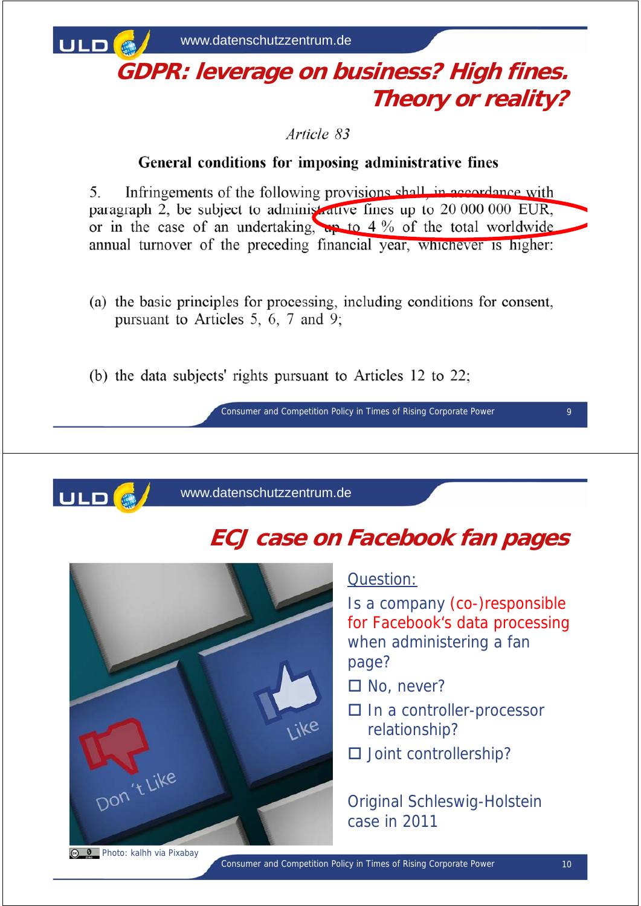# GDPR: leverage on business? High fines. Theory or reality?

*Article 83*

**General conditions for imposing administrative fines**

5. Infringements of the following provisions shall, in accordance with paragraph 2, be subject to administrative fines up to 20 000 000 EUR, or in the case of an undertaking, up to 4 % of the total worldwide annual turnover of the preceding financial year, whichever is higher:

(a) the basic principles for processing, including conditions for consent, pursuant to Articles 5, 6, 7 and 9;

(b) the data subjects' rights pursuant to Articles 12 to 22;

# ECJ case on Facebook fan pages

Question:

Is a company (co-)responsible for Facebook's data processing when administering a fan page?

- ☐ No, never?
- ☐ In a controller-processor relationship?
- ☐ Joint controllership?

Original Schleswig-Holstein case in 2011

Photo: kalhh via Pixabay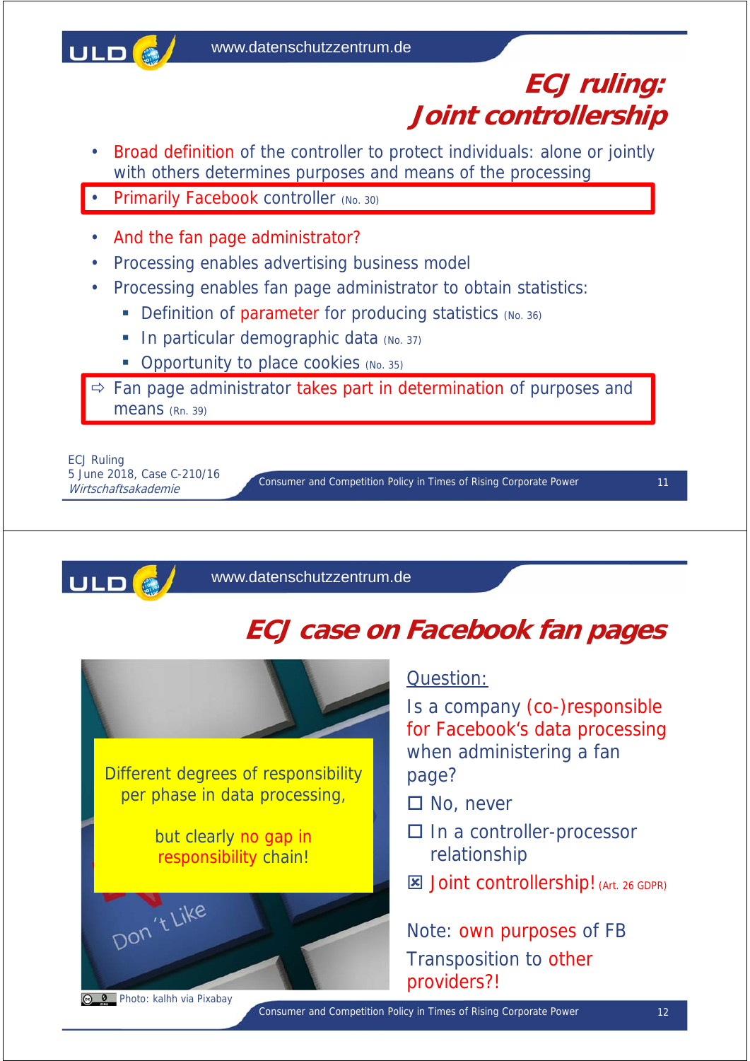## ECJ ruling: Joint controllership

- Broad definition of the controller to protect individuals: alone or jointly with others determines purposes and means of the processing
- Primarily Facebook controller (No. 30)
- And the fan page administrator?
- Processing enables advertising business model
- Processing enables fan page administrator to obtain statistics:
  - Definition of parameter for producing statistics (No. 36)
  - In particular demographic data (No. 37)
  - Opportunity to place cookies (No. 35)

⇨ Fan page administrator takes part in determination of purposes and means (Rn. 39)

ECJ Ruling
5 June 2018, Case C-210/16
*Wirtschaftsakademie*

## ECJ case on Facebook fan pages

Different degrees of responsibility per phase in data processing,

but clearly no gap in responsibility chain!

Photo: kalhh via Pixabay

Question:

Is a company (co-)responsible for Facebook's data processing when administering a fan page?

- ☐ No, never
- ☐ In a controller-processor relationship
- ☒ Joint controllership! (Art. 26 GDPR)

Note: own purposes of FB

Transposition to other providers?!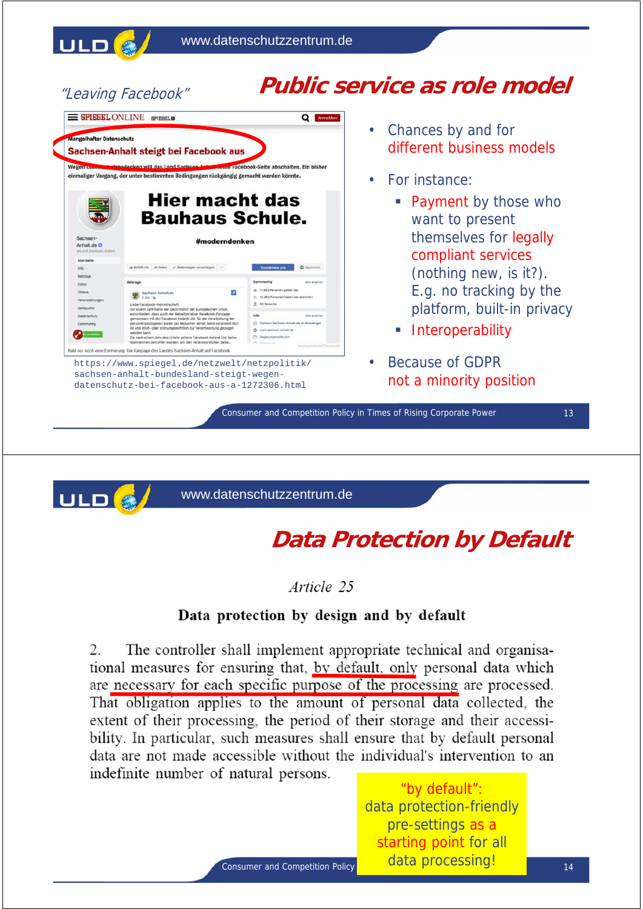## Public service as role model

*"Leaving Facebook"*

SPIEGEL ONLINE

Mangelhafter Datenschutz

**Sachsen-Anhalt steigt bei Facebook aus**

Wegen Datenschutzbedenken will das Land Sachsen-Anhalt seine Facebook-Seite abschalten. Ein bisher einmaliger Vorgang, der unter bestimmten Bedingungen rückgängig gemacht werden könnte.

https://www.spiegel.de/netzwelt/netzpolitik/sachsen-anhalt-bundesland-steigt-wegen-datenschutz-bei-facebook-aus-a-1272306.html

- Chances by and for different business models
- For instance:
  - Payment by those who want to present themselves for legally compliant services (nothing new, is it?). E.g. no tracking by the platform, built-in privacy
  - Interoperability
- Because of GDPR not a minority position

## Data Protection by Default

*Article 25*

**Data protection by design and by default**

2. The controller shall implement appropriate technical and organisational measures for ensuring that, by default, only personal data which are necessary for each specific purpose of the processing are processed. That obligation applies to the amount of personal data collected, the extent of their processing, the period of their storage and their accessibility. In particular, such measures shall ensure that by default personal data are not made accessible without the individual's intervention to an indefinite number of natural persons.

"by default": data protection-friendly pre-settings as a starting point for all data processing!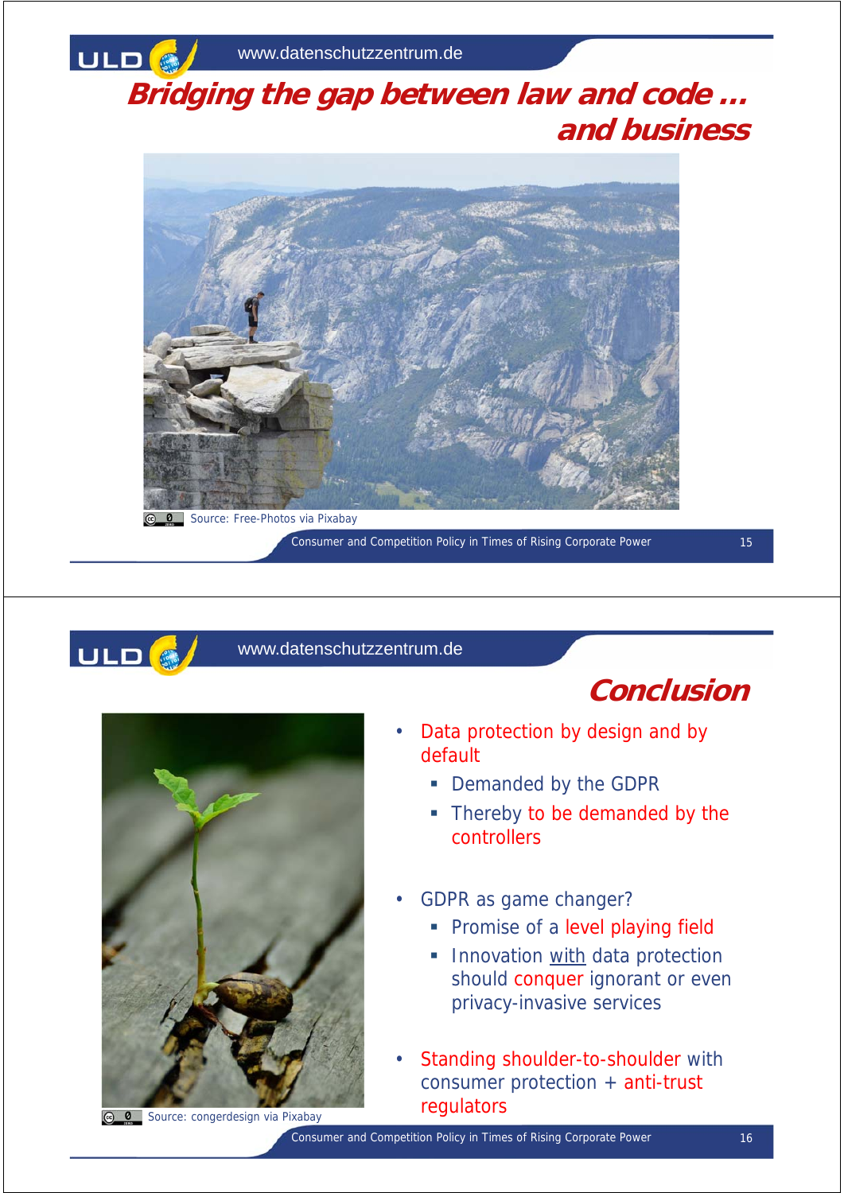# Bridging the gap between law and code … and business

Source: Free-Photos via Pixabay

# Conclusion

- Data protection by design and by default
  - Demanded by the GDPR
  - Thereby to be demanded by the controllers
- GDPR as game changer?
  - Promise of a level playing field
  - Innovation with data protection should conquer ignorant or even privacy-invasive services
- Standing shoulder-to-shoulder with consumer protection + anti-trust regulators

Source: congerdesign via Pixabay